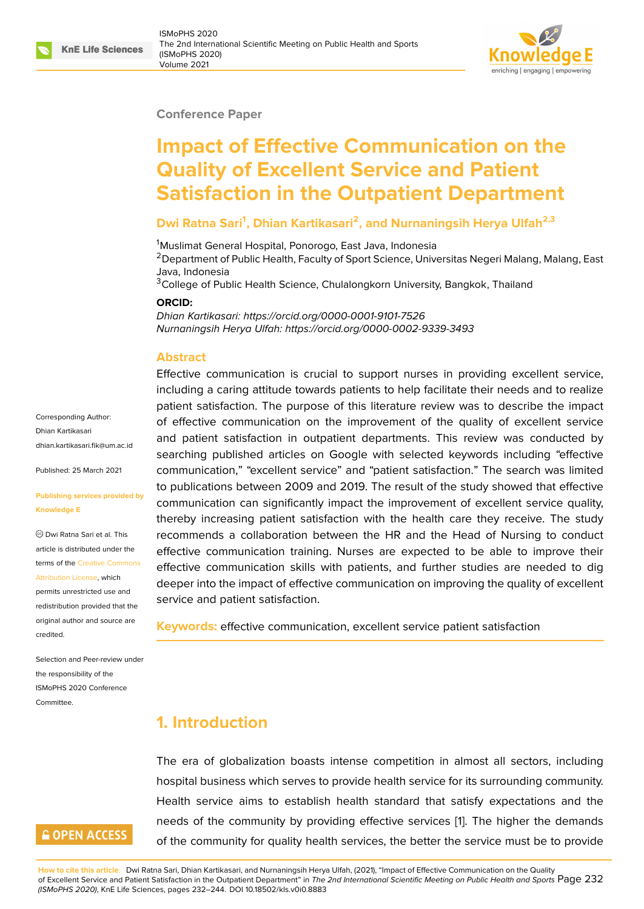Conference Paper

# Impact of Effective Communication on the Quality of Excellent Service and Patient Satisfaction in the Outpatient Department

**Dwi Ratna Sari[1], Dhian Kartikasari[2], and Nurnaningsih Herya Ulfah[2,3]**

[1]Muslimat General Hospital, Ponorogo, East Java, Indonesia
[2]Department of Public Health, Faculty of Sport Science, Universitas Negeri Malang, Malang, East Java, Indonesia
[3]College of Public Health Science, Chulalongkorn University, Bangkok, Thailand

**ORCID:**
*Dhian Kartikasari: https://orcid.org/0000-0001-9101-7526*
*Nurnaningsih Herya Ulfah: https://orcid.org/0000-0002-9339-3493*

Corresponding Author: Dhian Kartikasari dhian.kartikasari.fik@um.ac.id

Published: 25 March 2021

Publishing services provided by Knowledge E

© Dwi Ratna Sari et al. This article is distributed under the terms of the Creative Commons Attribution License, which permits unrestricted use and redistribution provided that the original author and source are credited.

Selection and Peer-review under the responsibility of the ISMoPHS 2020 Conference Committee.

## Abstract

Effective communication is crucial to support nurses in providing excellent service, including a caring attitude towards patients to help facilitate their needs and to realize patient satisfaction. The purpose of this literature review was to describe the impact of effective communication on the improvement of the quality of excellent service and patient satisfaction in outpatient departments. This review was conducted by searching published articles on Google with selected keywords including "effective communication," "excellent service" and "patient satisfaction." The search was limited to publications between 2009 and 2019. The result of the study showed that effective communication can significantly impact the improvement of excellent service quality, thereby increasing patient satisfaction with the health care they receive. The study recommends a collaboration between the HR and the Head of Nursing to conduct effective communication training. Nurses are expected to be able to improve their effective communication skills with patients, and further studies are needed to dig deeper into the impact of effective communication on improving the quality of excellent service and patient satisfaction.

**Keywords:** effective communication, excellent service patient satisfaction

## 1. Introduction

The era of globalization boasts intense competition in almost all sectors, including hospital business which serves to provide health service for its surrounding community. Health service aims to establish health standard that satisfy expectations and the needs of the community by providing effective services [1]. The higher the demands of the community for quality health services, the better the service must be to provide

**How to cite this article**: Dwi Ratna Sari, Dhian Kartikasari, and Nurnaningsih Herya Ulfah, (2021), "Impact of Effective Communication on the Quality of Excellent Service and Patient Satisfaction in the Outpatient Department" in *The 2nd International Scientific Meeting on Public Health and Sports (ISMoPHS 2020)*, KnE Life Sciences, pages 232–244. DOI 10.18502/kls.v0i0.8883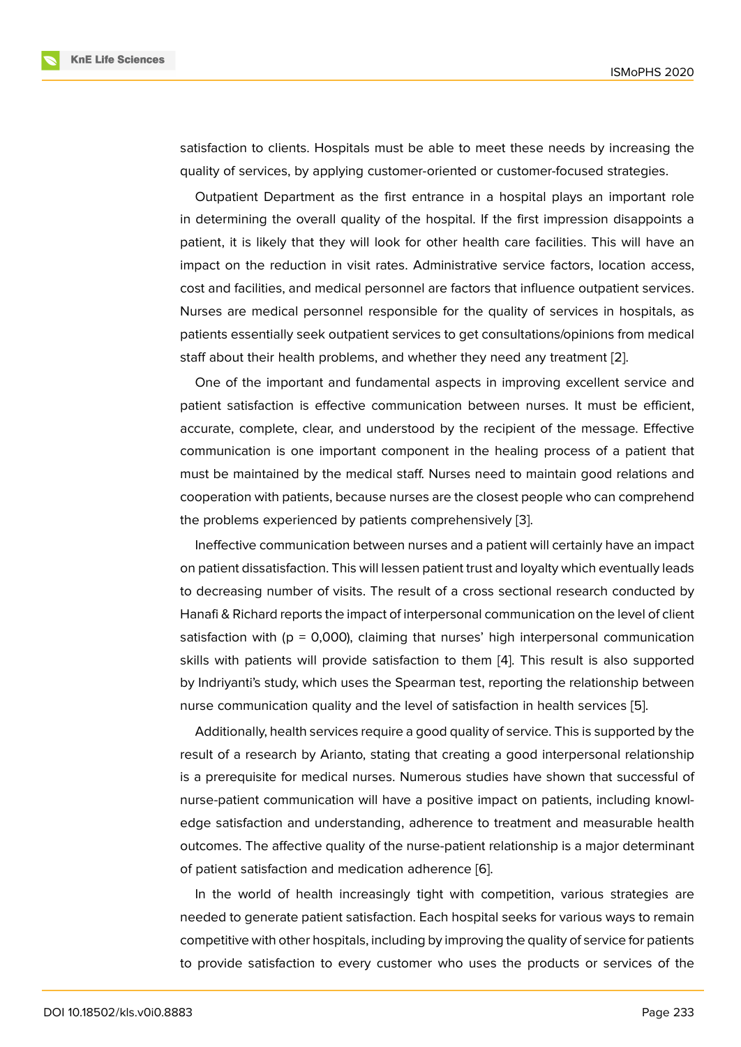satisfaction to clients. Hospitals must be able to meet these needs by increasing the quality of services, by applying customer-oriented or customer-focused strategies.

Outpatient Department as the first entrance in a hospital plays an important role in determining the overall quality of the hospital. If the first impression disappoints a patient, it is likely that they will look for other health care facilities. This will have an impact on the reduction in visit rates. Administrative service factors, location access, cost and facilities, and medical personnel are factors that influence outpatient services. Nurses are medical personnel responsible for the quality of services in hospitals, as patients essentially seek outpatient services to get consultations/opinions from medical staff about their health problems, and whether they need any treatment [2].

One of the important and fundamental aspects in improving excellent service and patient satisfaction is effective communication between nurses. It must be efficient, accurate, complete, clear, and understood by the recipient of the message. Effective communication is one important component in the healing process of a patient that must be maintained by the medical staff. Nurses need to maintain good relations and cooperation with patients, because nurses are the closest people who can comprehend the problems experienced by patients comprehensively [3].

Ineffective communication between nurses and a patient will certainly have an impact on patient dissatisfaction. This will lessen patient trust and loyalty which eventually leads to decreasing number of visits. The result of a cross sectional research conducted by Hanafi & Richard reports the impact of interpersonal communication on the level of client satisfaction with ($p$ = 0,000), claiming that nurses' high interpersonal communication skills with patients will provide satisfaction to them [4]. This result is also supported by Indriyanti's study, which uses the Spearman test, reporting the relationship between nurse communication quality and the level of satisfaction in health services [5].

Additionally, health services require a good quality of service. This is supported by the result of a research by Arianto, stating that creating a good interpersonal relationship is a prerequisite for medical nurses. Numerous studies have shown that successful of nurse-patient communication will have a positive impact on patients, including knowledge satisfaction and understanding, adherence to treatment and measurable health outcomes. The affective quality of the nurse-patient relationship is a major determinant of patient satisfaction and medication adherence [6].

In the world of health increasingly tight with competition, various strategies are needed to generate patient satisfaction. Each hospital seeks for various ways to remain competitive with other hospitals, including by improving the quality of service for patients to provide satisfaction to every customer who uses the products or services of the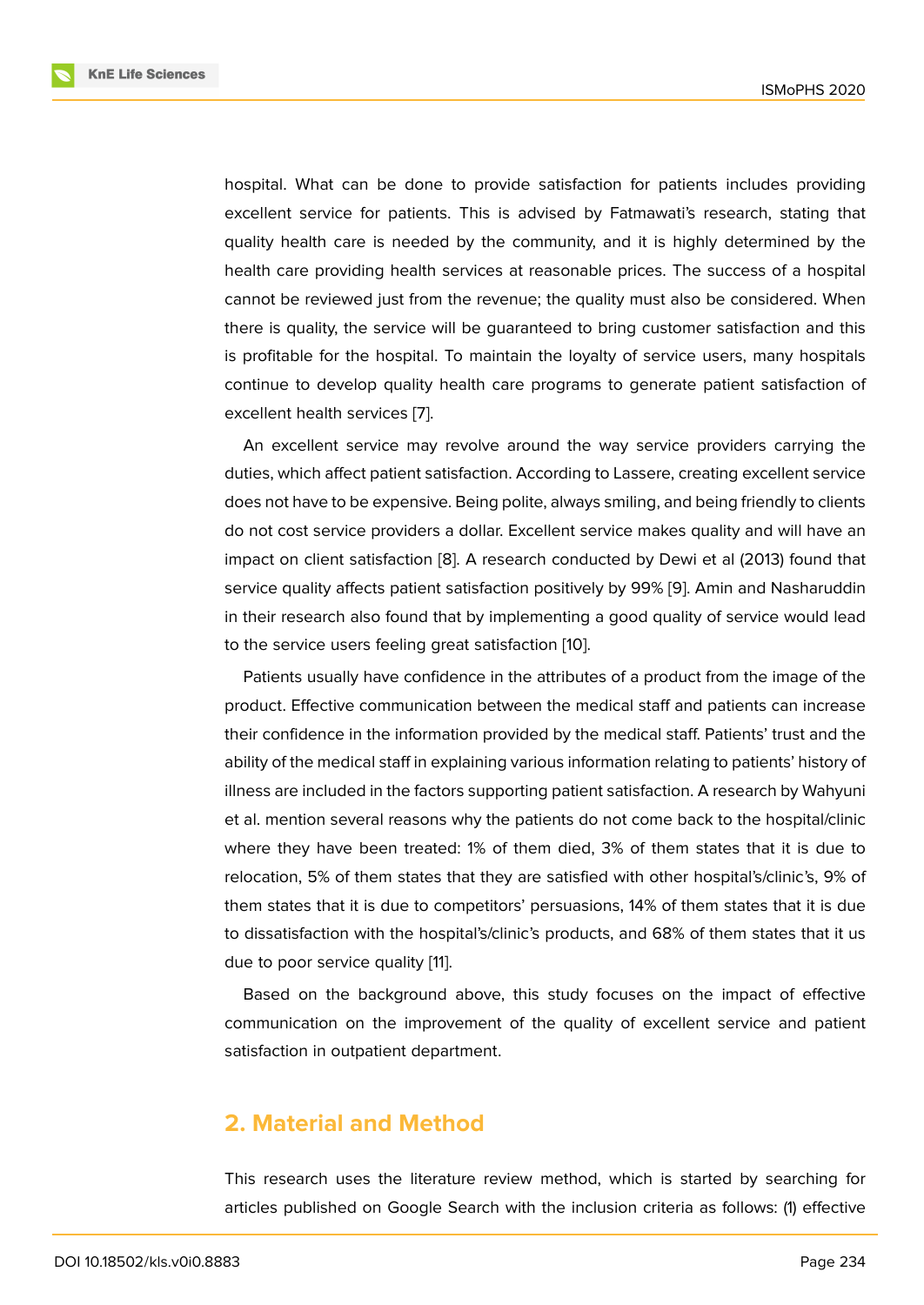hospital. What can be done to provide satisfaction for patients includes providing excellent service for patients. This is advised by Fatmawati's research, stating that quality health care is needed by the community, and it is highly determined by the health care providing health services at reasonable prices. The success of a hospital cannot be reviewed just from the revenue; the quality must also be considered. When there is quality, the service will be guaranteed to bring customer satisfaction and this is profitable for the hospital. To maintain the loyalty of service users, many hospitals continue to develop quality health care programs to generate patient satisfaction of excellent health services [7].

An excellent service may revolve around the way service providers carrying the duties, which affect patient satisfaction. According to Lassere, creating excellent service does not have to be expensive. Being polite, always smiling, and being friendly to clients do not cost service providers a dollar. Excellent service makes quality and will have an impact on client satisfaction [8]. A research conducted by Dewi et al (2013) found that service quality affects patient satisfaction positively by 99% [9]. Amin and Nasharuddin in their research also found that by implementing a good quality of service would lead to the service users feeling great satisfaction [10].

Patients usually have confidence in the attributes of a product from the image of the product. Effective communication between the medical staff and patients can increase their confidence in the information provided by the medical staff. Patients' trust and the ability of the medical staff in explaining various information relating to patients' history of illness are included in the factors supporting patient satisfaction. A research by Wahyuni et al. mention several reasons why the patients do not come back to the hospital/clinic where they have been treated: 1% of them died, 3% of them states that it is due to relocation, 5% of them states that they are satisfied with other hospital's/clinic's, 9% of them states that it is due to competitors' persuasions, 14% of them states that it is due to dissatisfaction with the hospital's/clinic's products, and 68% of them states that it us due to poor service quality [11].

Based on the background above, this study focuses on the impact of effective communication on the improvement of the quality of excellent service and patient satisfaction in outpatient department.

## 2. Material and Method

This research uses the literature review method, which is started by searching for articles published on Google Search with the inclusion criteria as follows: (1) effective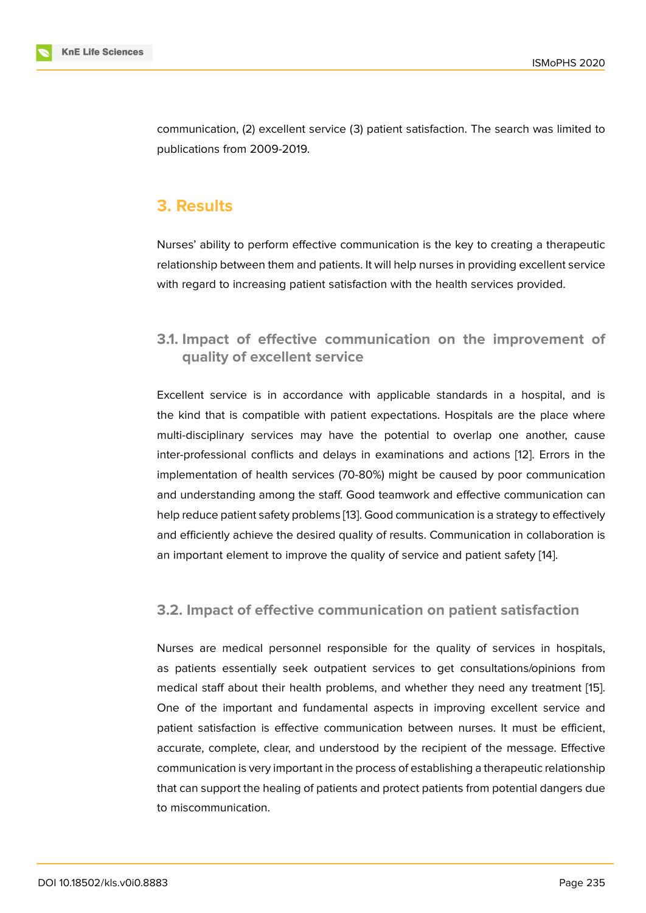communication, (2) excellent service (3) patient satisfaction. The search was limited to publications from 2009-2019.

## 3. Results

Nurses' ability to perform effective communication is the key to creating a therapeutic relationship between them and patients. It will help nurses in providing excellent service with regard to increasing patient satisfaction with the health services provided.

### 3.1. Impact of effective communication on the improvement of quality of excellent service

Excellent service is in accordance with applicable standards in a hospital, and is the kind that is compatible with patient expectations. Hospitals are the place where multi-disciplinary services may have the potential to overlap one another, cause inter-professional conflicts and delays in examinations and actions [12]. Errors in the implementation of health services (70-80%) might be caused by poor communication and understanding among the staff. Good teamwork and effective communication can help reduce patient safety problems [13]. Good communication is a strategy to effectively and efficiently achieve the desired quality of results. Communication in collaboration is an important element to improve the quality of service and patient safety [14].

### 3.2. Impact of effective communication on patient satisfaction

Nurses are medical personnel responsible for the quality of services in hospitals, as patients essentially seek outpatient services to get consultations/opinions from medical staff about their health problems, and whether they need any treatment [15]. One of the important and fundamental aspects in improving excellent service and patient satisfaction is effective communication between nurses. It must be efficient, accurate, complete, clear, and understood by the recipient of the message. Effective communication is very important in the process of establishing a therapeutic relationship that can support the healing of patients and protect patients from potential dangers due to miscommunication.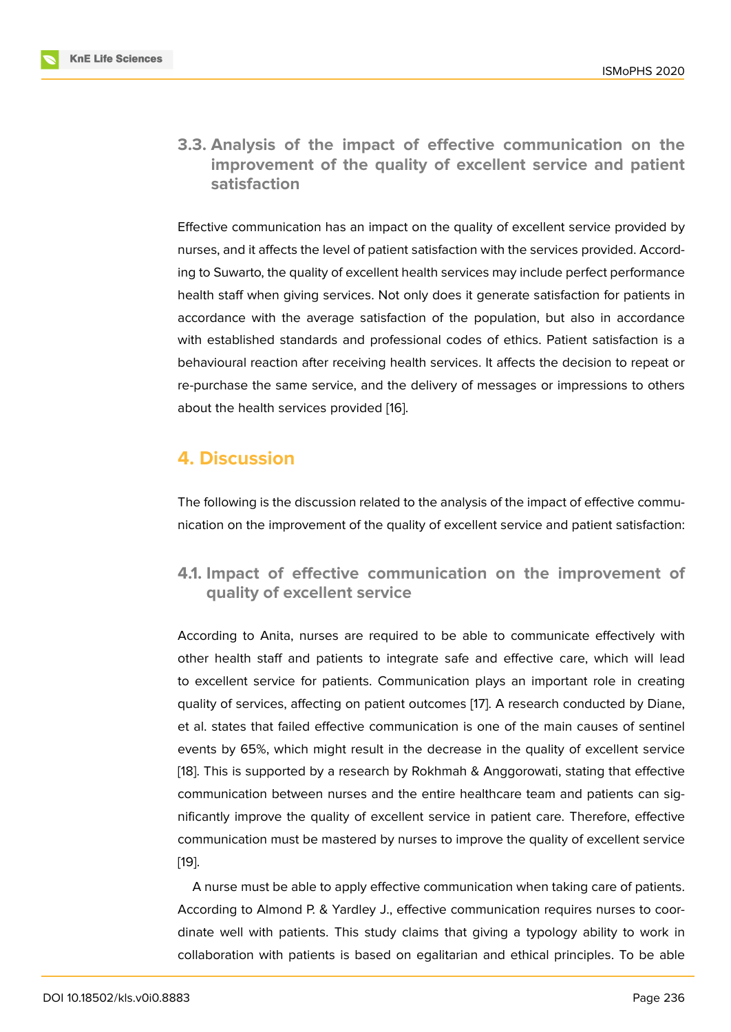### 3.3. Analysis of the impact of effective communication on the improvement of the quality of excellent service and patient satisfaction

Effective communication has an impact on the quality of excellent service provided by nurses, and it affects the level of patient satisfaction with the services provided. According to Suwarto, the quality of excellent health services may include perfect performance health staff when giving services. Not only does it generate satisfaction for patients in accordance with the average satisfaction of the population, but also in accordance with established standards and professional codes of ethics. Patient satisfaction is a behavioural reaction after receiving health services. It affects the decision to repeat or re-purchase the same service, and the delivery of messages or impressions to others about the health services provided [16].

## 4. Discussion

The following is the discussion related to the analysis of the impact of effective communication on the improvement of the quality of excellent service and patient satisfaction:

### 4.1. Impact of effective communication on the improvement of quality of excellent service

According to Anita, nurses are required to be able to communicate effectively with other health staff and patients to integrate safe and effective care, which will lead to excellent service for patients. Communication plays an important role in creating quality of services, affecting on patient outcomes [17]. A research conducted by Diane, et al. states that failed effective communication is one of the main causes of sentinel events by 65%, which might result in the decrease in the quality of excellent service [18]. This is supported by a research by Rokhmah & Anggorowati, stating that effective communication between nurses and the entire healthcare team and patients can significantly improve the quality of excellent service in patient care. Therefore, effective communication must be mastered by nurses to improve the quality of excellent service [19].

A nurse must be able to apply effective communication when taking care of patients. According to Almond P. & Yardley J., effective communication requires nurses to coordinate well with patients. This study claims that giving a typology ability to work in collaboration with patients is based on egalitarian and ethical principles. To be able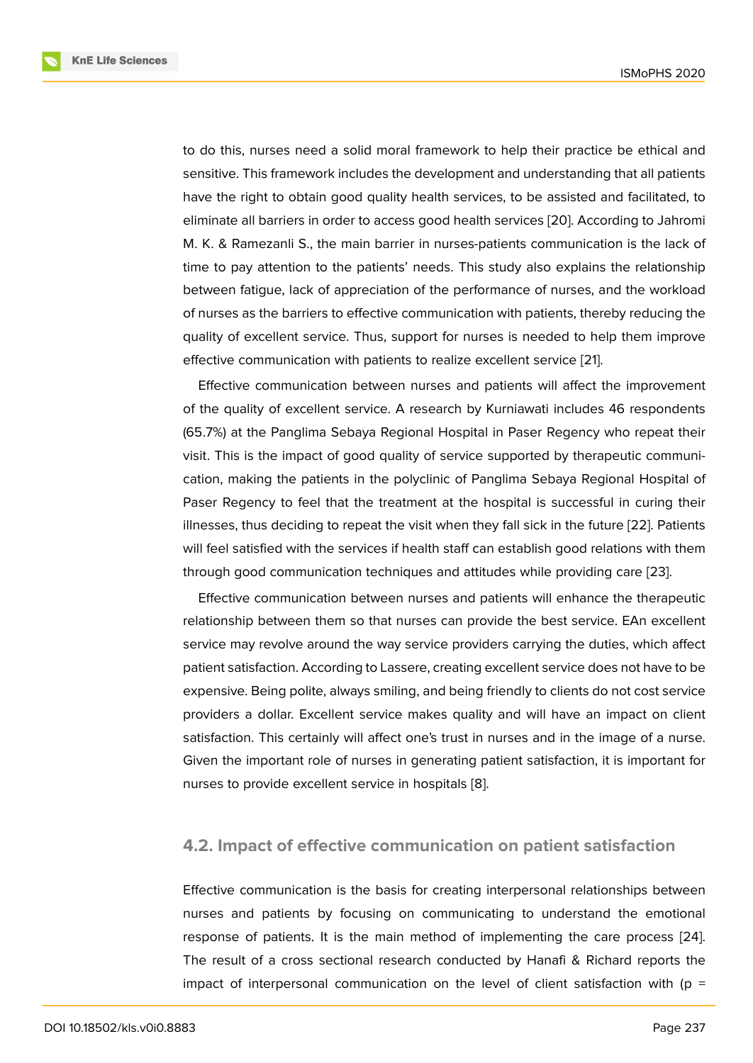to do this, nurses need a solid moral framework to help their practice be ethical and sensitive. This framework includes the development and understanding that all patients have the right to obtain good quality health services, to be assisted and facilitated, to eliminate all barriers in order to access good health services [20]. According to Jahromi M. K. & Ramezanli S., the main barrier in nurses-patients communication is the lack of time to pay attention to the patients' needs. This study also explains the relationship between fatigue, lack of appreciation of the performance of nurses, and the workload of nurses as the barriers to effective communication with patients, thereby reducing the quality of excellent service. Thus, support for nurses is needed to help them improve effective communication with patients to realize excellent service [21].

Effective communication between nurses and patients will affect the improvement of the quality of excellent service. A research by Kurniawati includes 46 respondents (65.7%) at the Panglima Sebaya Regional Hospital in Paser Regency who repeat their visit. This is the impact of good quality of service supported by therapeutic communication, making the patients in the polyclinic of Panglima Sebaya Regional Hospital of Paser Regency to feel that the treatment at the hospital is successful in curing their illnesses, thus deciding to repeat the visit when they fall sick in the future [22]. Patients will feel satisfied with the services if health staff can establish good relations with them through good communication techniques and attitudes while providing care [23].

Effective communication between nurses and patients will enhance the therapeutic relationship between them so that nurses can provide the best service. EAn excellent service may revolve around the way service providers carrying the duties, which affect patient satisfaction. According to Lassere, creating excellent service does not have to be expensive. Being polite, always smiling, and being friendly to clients do not cost service providers a dollar. Excellent service makes quality and will have an impact on client satisfaction. This certainly will affect one's trust in nurses and in the image of a nurse. Given the important role of nurses in generating patient satisfaction, it is important for nurses to provide excellent service in hospitals [8].

## 4.2. Impact of effective communication on patient satisfaction

Effective communication is the basis for creating interpersonal relationships between nurses and patients by focusing on communicating to understand the emotional response of patients. It is the main method of implementing the care process [24]. The result of a cross sectional research conducted by Hanafi & Richard reports the impact of interpersonal communication on the level of client satisfaction with (p =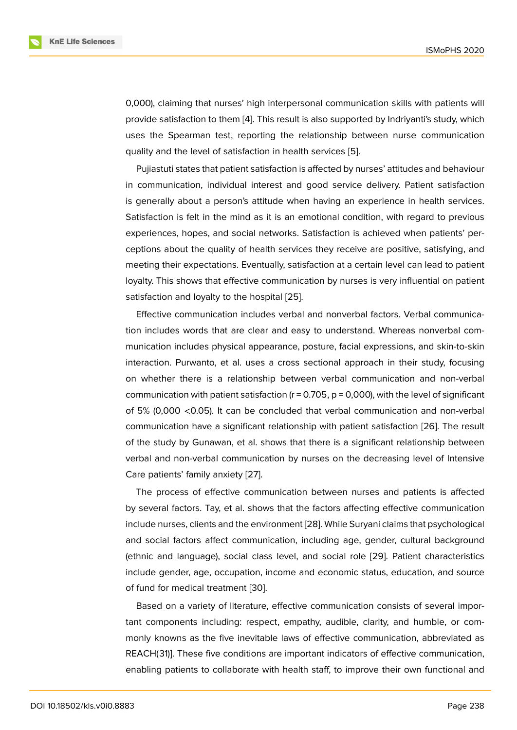0,000), claiming that nurses' high interpersonal communication skills with patients will provide satisfaction to them [4]. This result is also supported by Indriyanti's study, which uses the Spearman test, reporting the relationship between nurse communication quality and the level of satisfaction in health services [5].

Pujiastuti states that patient satisfaction is affected by nurses' attitudes and behaviour in communication, individual interest and good service delivery. Patient satisfaction is generally about a person's attitude when having an experience in health services. Satisfaction is felt in the mind as it is an emotional condition, with regard to previous experiences, hopes, and social networks. Satisfaction is achieved when patients' perceptions about the quality of health services they receive are positive, satisfying, and meeting their expectations. Eventually, satisfaction at a certain level can lead to patient loyalty. This shows that effective communication by nurses is very influential on patient satisfaction and loyalty to the hospital [25].

Effective communication includes verbal and nonverbal factors. Verbal communication includes words that are clear and easy to understand. Whereas nonverbal communication includes physical appearance, posture, facial expressions, and skin-to-skin interaction. Purwanto, et al. uses a cross sectional approach in their study, focusing on whether there is a relationship between verbal communication and non-verbal communication with patient satisfaction ($r = 0.705$, $p = 0{,}000$), with the level of significant of 5% ($0{,}000 < 0.05$). It can be concluded that verbal communication and non-verbal communication have a significant relationship with patient satisfaction [26]. The result of the study by Gunawan, et al. shows that there is a significant relationship between verbal and non-verbal communication by nurses on the decreasing level of Intensive Care patients' family anxiety [27].

The process of effective communication between nurses and patients is affected by several factors. Tay, et al. shows that the factors affecting effective communication include nurses, clients and the environment [28]. While Suryani claims that psychological and social factors affect communication, including age, gender, cultural background (ethnic and language), social class level, and social role [29]. Patient characteristics include gender, age, occupation, income and economic status, education, and source of fund for medical treatment [30].

Based on a variety of literature, effective communication consists of several important components including: respect, empathy, audible, clarity, and humble, or commonly knowns as the five inevitable laws of effective communication, abbreviated as REACH(31)]. These five conditions are important indicators of effective communication, enabling patients to collaborate with health staff, to improve their own functional and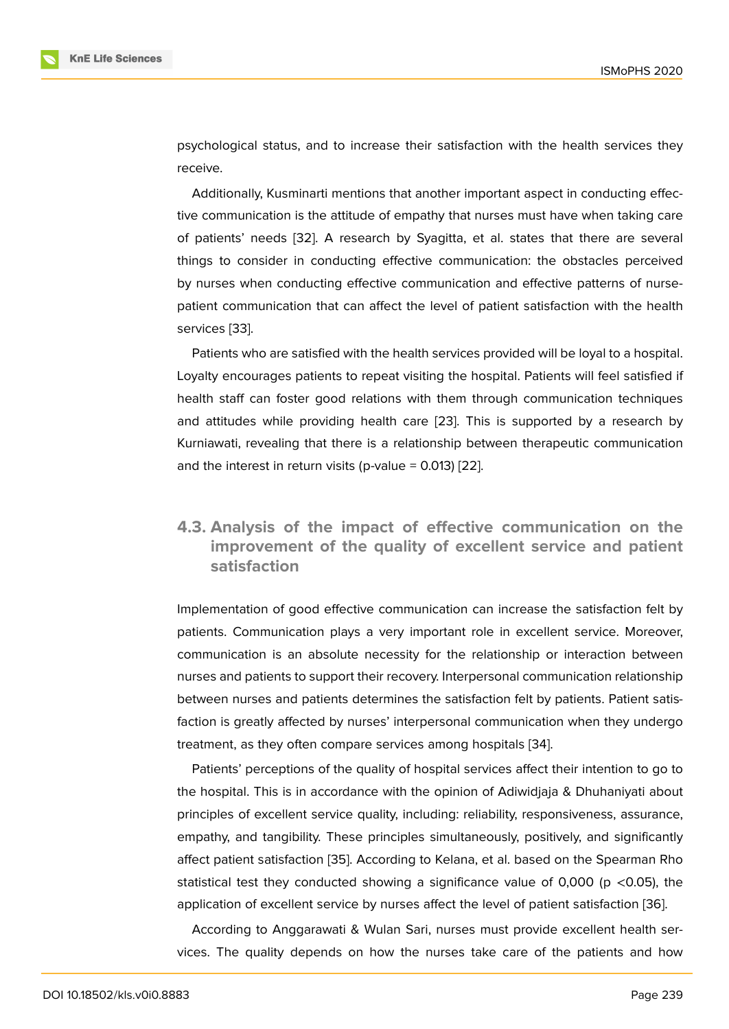psychological status, and to increase their satisfaction with the health services they receive.

Additionally, Kusminarti mentions that another important aspect in conducting effective communication is the attitude of empathy that nurses must have when taking care of patients' needs [32]. A research by Syagitta, et al. states that there are several things to consider in conducting effective communication: the obstacles perceived by nurses when conducting effective communication and effective patterns of nurse-patient communication that can affect the level of patient satisfaction with the health services [33].

Patients who are satisfied with the health services provided will be loyal to a hospital. Loyalty encourages patients to repeat visiting the hospital. Patients will feel satisfied if health staff can foster good relations with them through communication techniques and attitudes while providing health care [23]. This is supported by a research by Kurniawati, revealing that there is a relationship between therapeutic communication and the interest in return visits (p-value = 0.013) [22].

### 4.3. Analysis of the impact of effective communication on the improvement of the quality of excellent service and patient satisfaction

Implementation of good effective communication can increase the satisfaction felt by patients. Communication plays a very important role in excellent service. Moreover, communication is an absolute necessity for the relationship or interaction between nurses and patients to support their recovery. Interpersonal communication relationship between nurses and patients determines the satisfaction felt by patients. Patient satisfaction is greatly affected by nurses' interpersonal communication when they undergo treatment, as they often compare services among hospitals [34].

Patients' perceptions of the quality of hospital services affect their intention to go to the hospital. This is in accordance with the opinion of Adiwidjaja & Dhuhaniyati about principles of excellent service quality, including: reliability, responsiveness, assurance, empathy, and tangibility. These principles simultaneously, positively, and significantly affect patient satisfaction [35]. According to Kelana, et al. based on the Spearman Rho statistical test they conducted showing a significance value of 0,000 ($p < 0.05$), the application of excellent service by nurses affect the level of patient satisfaction [36].

According to Anggarawati & Wulan Sari, nurses must provide excellent health services. The quality depends on how the nurses take care of the patients and how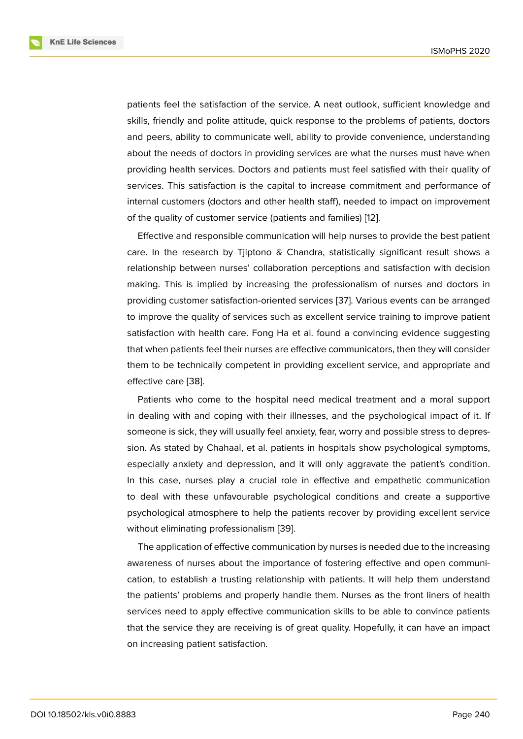patients feel the satisfaction of the service. A neat outlook, sufficient knowledge and skills, friendly and polite attitude, quick response to the problems of patients, doctors and peers, ability to communicate well, ability to provide convenience, understanding about the needs of doctors in providing services are what the nurses must have when providing health services. Doctors and patients must feel satisfied with their quality of services. This satisfaction is the capital to increase commitment and performance of internal customers (doctors and other health staff), needed to impact on improvement of the quality of customer service (patients and families) [12].

Effective and responsible communication will help nurses to provide the best patient care. In the research by Tjiptono & Chandra, statistically significant result shows a relationship between nurses' collaboration perceptions and satisfaction with decision making. This is implied by increasing the professionalism of nurses and doctors in providing customer satisfaction-oriented services [37]. Various events can be arranged to improve the quality of services such as excellent service training to improve patient satisfaction with health care. Fong Ha et al. found a convincing evidence suggesting that when patients feel their nurses are effective communicators, then they will consider them to be technically competent in providing excellent service, and appropriate and effective care [38].

Patients who come to the hospital need medical treatment and a moral support in dealing with and coping with their illnesses, and the psychological impact of it. If someone is sick, they will usually feel anxiety, fear, worry and possible stress to depression. As stated by Chahaal, et al. patients in hospitals show psychological symptoms, especially anxiety and depression, and it will only aggravate the patient's condition. In this case, nurses play a crucial role in effective and empathetic communication to deal with these unfavourable psychological conditions and create a supportive psychological atmosphere to help the patients recover by providing excellent service without eliminating professionalism [39].

The application of effective communication by nurses is needed due to the increasing awareness of nurses about the importance of fostering effective and open communication, to establish a trusting relationship with patients. It will help them understand the patients' problems and properly handle them. Nurses as the front liners of health services need to apply effective communication skills to be able to convince patients that the service they are receiving is of great quality. Hopefully, it can have an impact on increasing patient satisfaction.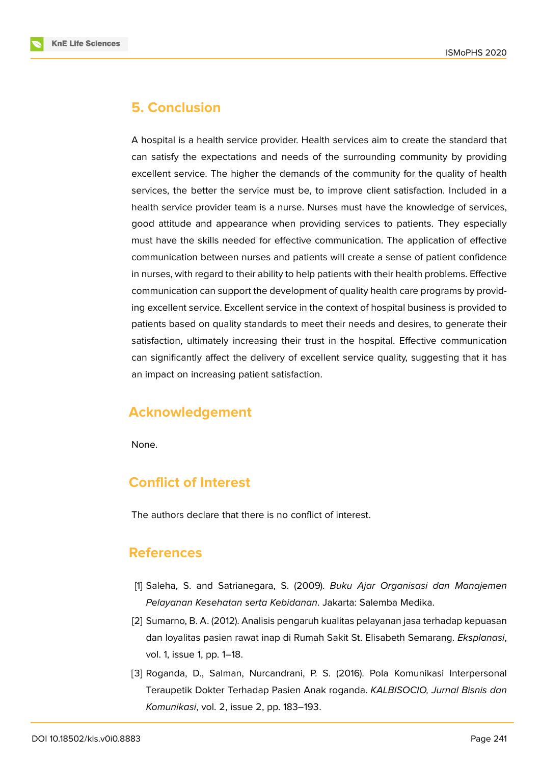## 5. Conclusion

A hospital is a health service provider. Health services aim to create the standard that can satisfy the expectations and needs of the surrounding community by providing excellent service. The higher the demands of the community for the quality of health services, the better the service must be, to improve client satisfaction. Included in a health service provider team is a nurse. Nurses must have the knowledge of services, good attitude and appearance when providing services to patients. They especially must have the skills needed for effective communication. The application of effective communication between nurses and patients will create a sense of patient confidence in nurses, with regard to their ability to help patients with their health problems. Effective communication can support the development of quality health care programs by providing excellent service. Excellent service in the context of hospital business is provided to patients based on quality standards to meet their needs and desires, to generate their satisfaction, ultimately increasing their trust in the hospital. Effective communication can significantly affect the delivery of excellent service quality, suggesting that it has an impact on increasing patient satisfaction.

## Acknowledgement

None.

## Conflict of Interest

The authors declare that there is no conflict of interest.

## References

[1] Saleha, S. and Satrianegara, S. (2009). *Buku Ajar Organisasi dan Manajemen Pelayanan Kesehatan serta Kebidanan*. Jakarta: Salemba Medika.

[2] Sumarno, B. A. (2012). Analisis pengaruh kualitas pelayanan jasa terhadap kepuasan dan loyalitas pasien rawat inap di Rumah Sakit St. Elisabeth Semarang. *Eksplanasi*, vol. 1, issue 1, pp. 1–18.

[3] Roganda, D., Salman, Nurcandrani, P. S. (2016). Pola Komunikasi Interpersonal Teraupetik Dokter Terhadap Pasien Anak roganda. *KALBISOCIO, Jurnal Bisnis dan Komunikasi*, vol. 2, issue 2, pp. 183–193.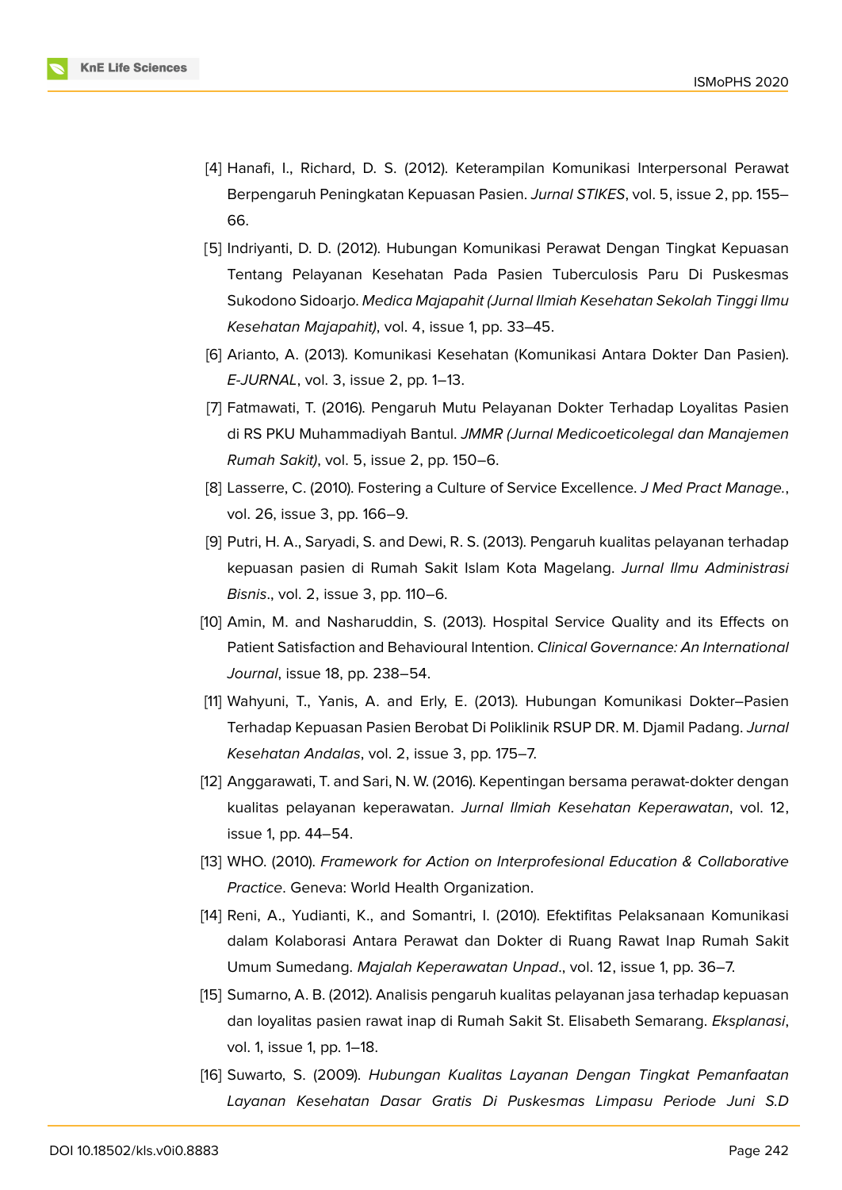[4] Hanafi, I., Richard, D. S. (2012). Keterampilan Komunikasi Interpersonal Perawat Berpengaruh Peningkatan Kepuasan Pasien. *Jurnal STIKES*, vol. 5, issue 2, pp. 155–66.

[5] Indriyanti, D. D. (2012). Hubungan Komunikasi Perawat Dengan Tingkat Kepuasan Tentang Pelayanan Kesehatan Pada Pasien Tuberculosis Paru Di Puskesmas Sukodono Sidoarjo. *Medica Majapahit (Jurnal Ilmiah Kesehatan Sekolah Tinggi Ilmu Kesehatan Majapahit)*, vol. 4, issue 1, pp. 33–45.

[6] Arianto, A. (2013). Komunikasi Kesehatan (Komunikasi Antara Dokter Dan Pasien). *E-JURNAL*, vol. 3, issue 2, pp. 1–13.

[7] Fatmawati, T. (2016). Pengaruh Mutu Pelayanan Dokter Terhadap Loyalitas Pasien di RS PKU Muhammadiyah Bantul. *JMMR (Jurnal Medicoeticolegal dan Manajemen Rumah Sakit)*, vol. 5, issue 2, pp. 150–6.

[8] Lasserre, C. (2010). Fostering a Culture of Service Excellence. *J Med Pract Manage.*, vol. 26, issue 3, pp. 166–9.

[9] Putri, H. A., Saryadi, S. and Dewi, R. S. (2013). Pengaruh kualitas pelayanan terhadap kepuasan pasien di Rumah Sakit Islam Kota Magelang. *Jurnal Ilmu Administrasi Bisnis*., vol. 2, issue 3, pp. 110–6.

[10] Amin, M. and Nasharuddin, S. (2013). Hospital Service Quality and its Effects on Patient Satisfaction and Behavioural Intention. *Clinical Governance: An International Journal*, issue 18, pp. 238–54.

[11] Wahyuni, T., Yanis, A. and Erly, E. (2013). Hubungan Komunikasi Dokter–Pasien Terhadap Kepuasan Pasien Berobat Di Poliklinik RSUP DR. M. Djamil Padang. *Jurnal Kesehatan Andalas*, vol. 2, issue 3, pp. 175–7.

[12] Anggarawati, T. and Sari, N. W. (2016). Kepentingan bersama perawat-dokter dengan kualitas pelayanan keperawatan. *Jurnal Ilmiah Kesehatan Keperawatan*, vol. 12, issue 1, pp. 44–54.

[13] WHO. (2010). *Framework for Action on Interprofesional Education & Collaborative Practice*. Geneva: World Health Organization.

[14] Reni, A., Yudianti, K., and Somantri, I. (2010). Efektifitas Pelaksanaan Komunikasi dalam Kolaborasi Antara Perawat dan Dokter di Ruang Rawat Inap Rumah Sakit Umum Sumedang. *Majalah Keperawatan Unpad*., vol. 12, issue 1, pp. 36–7.

[15] Sumarno, A. B. (2012). Analisis pengaruh kualitas pelayanan jasa terhadap kepuasan dan loyalitas pasien rawat inap di Rumah Sakit St. Elisabeth Semarang. *Eksplanasi*, vol. 1, issue 1, pp. 1–18.

[16] Suwarto, S. (2009). *Hubungan Kualitas Layanan Dengan Tingkat Pemanfaatan Layanan Kesehatan Dasar Gratis Di Puskesmas Limpasu Periode Juni S.D*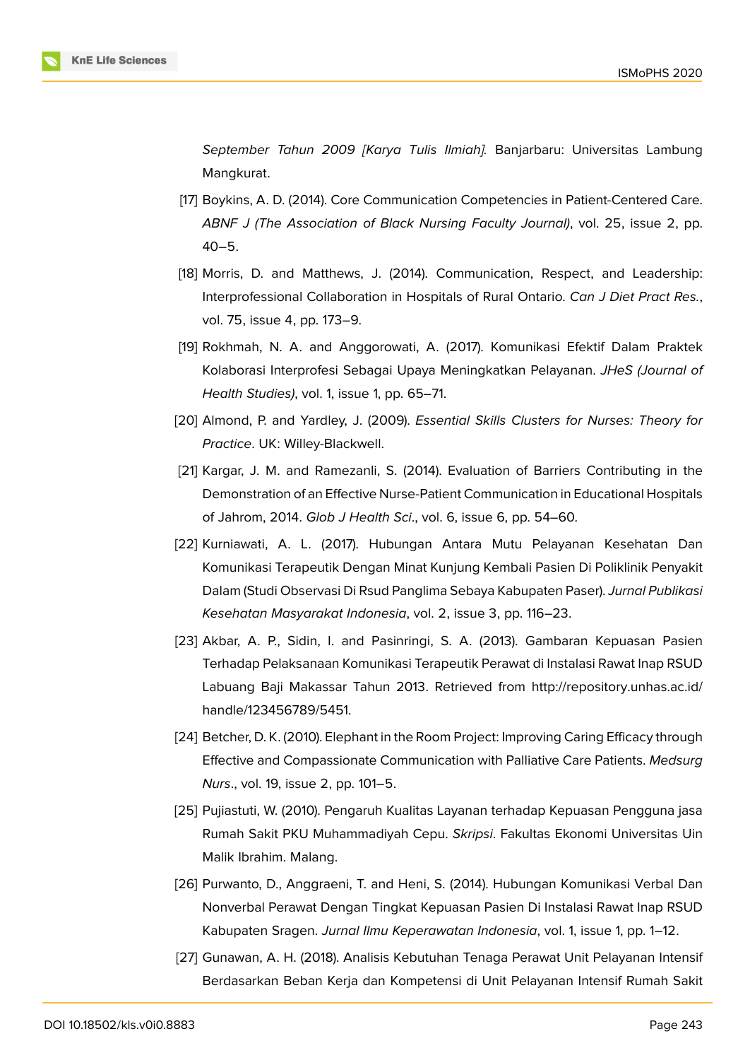*September Tahun 2009 [Karya Tulis Ilmiah].* Banjarbaru: Universitas Lambung Mangkurat.

[17] Boykins, A. D. (2014). Core Communication Competencies in Patient-Centered Care. *ABNF J (The Association of Black Nursing Faculty Journal)*, vol. 25, issue 2, pp. 40–5.

[18] Morris, D. and Matthews, J. (2014). Communication, Respect, and Leadership: Interprofessional Collaboration in Hospitals of Rural Ontario. *Can J Diet Pract Res.*, vol. 75, issue 4, pp. 173–9.

[19] Rokhmah, N. A. and Anggorowati, A. (2017). Komunikasi Efektif Dalam Praktek Kolaborasi Interprofesi Sebagai Upaya Meningkatkan Pelayanan. *JHeS (Journal of Health Studies)*, vol. 1, issue 1, pp. 65–71.

[20] Almond, P. and Yardley, J. (2009). *Essential Skills Clusters for Nurses: Theory for Practice*. UK: Willey-Blackwell.

[21] Kargar, J. M. and Ramezanli, S. (2014). Evaluation of Barriers Contributing in the Demonstration of an Effective Nurse-Patient Communication in Educational Hospitals of Jahrom, 2014. *Glob J Health Sci*., vol. 6, issue 6, pp. 54–60.

[22] Kurniawati, A. L. (2017). Hubungan Antara Mutu Pelayanan Kesehatan Dan Komunikasi Terapeutik Dengan Minat Kunjung Kembali Pasien Di Poliklinik Penyakit Dalam (Studi Observasi Di Rsud Panglima Sebaya Kabupaten Paser). *Jurnal Publikasi Kesehatan Masyarakat Indonesia*, vol. 2, issue 3, pp. 116–23.

[23] Akbar, A. P., Sidin, I. and Pasinringi, S. A. (2013). Gambaran Kepuasan Pasien Terhadap Pelaksanaan Komunikasi Terapeutik Perawat di Instalasi Rawat Inap RSUD Labuang Baji Makassar Tahun 2013. Retrieved from http://repository.unhas.ac.id/handle/123456789/5451.

[24] Betcher, D. K. (2010). Elephant in the Room Project: Improving Caring Efficacy through Effective and Compassionate Communication with Palliative Care Patients. *Medsurg Nurs*., vol. 19, issue 2, pp. 101–5.

[25] Pujiastuti, W. (2010). Pengaruh Kualitas Layanan terhadap Kepuasan Pengguna jasa Rumah Sakit PKU Muhammadiyah Cepu. *Skripsi*. Fakultas Ekonomi Universitas Uin Malik Ibrahim. Malang.

[26] Purwanto, D., Anggraeni, T. and Heni, S. (2014). Hubungan Komunikasi Verbal Dan Nonverbal Perawat Dengan Tingkat Kepuasan Pasien Di Instalasi Rawat Inap RSUD Kabupaten Sragen. *Jurnal Ilmu Keperawatan Indonesia*, vol. 1, issue 1, pp. 1–12.

[27] Gunawan, A. H. (2018). Analisis Kebutuhan Tenaga Perawat Unit Pelayanan Intensif Berdasarkan Beban Kerja dan Kompetensi di Unit Pelayanan Intensif Rumah Sakit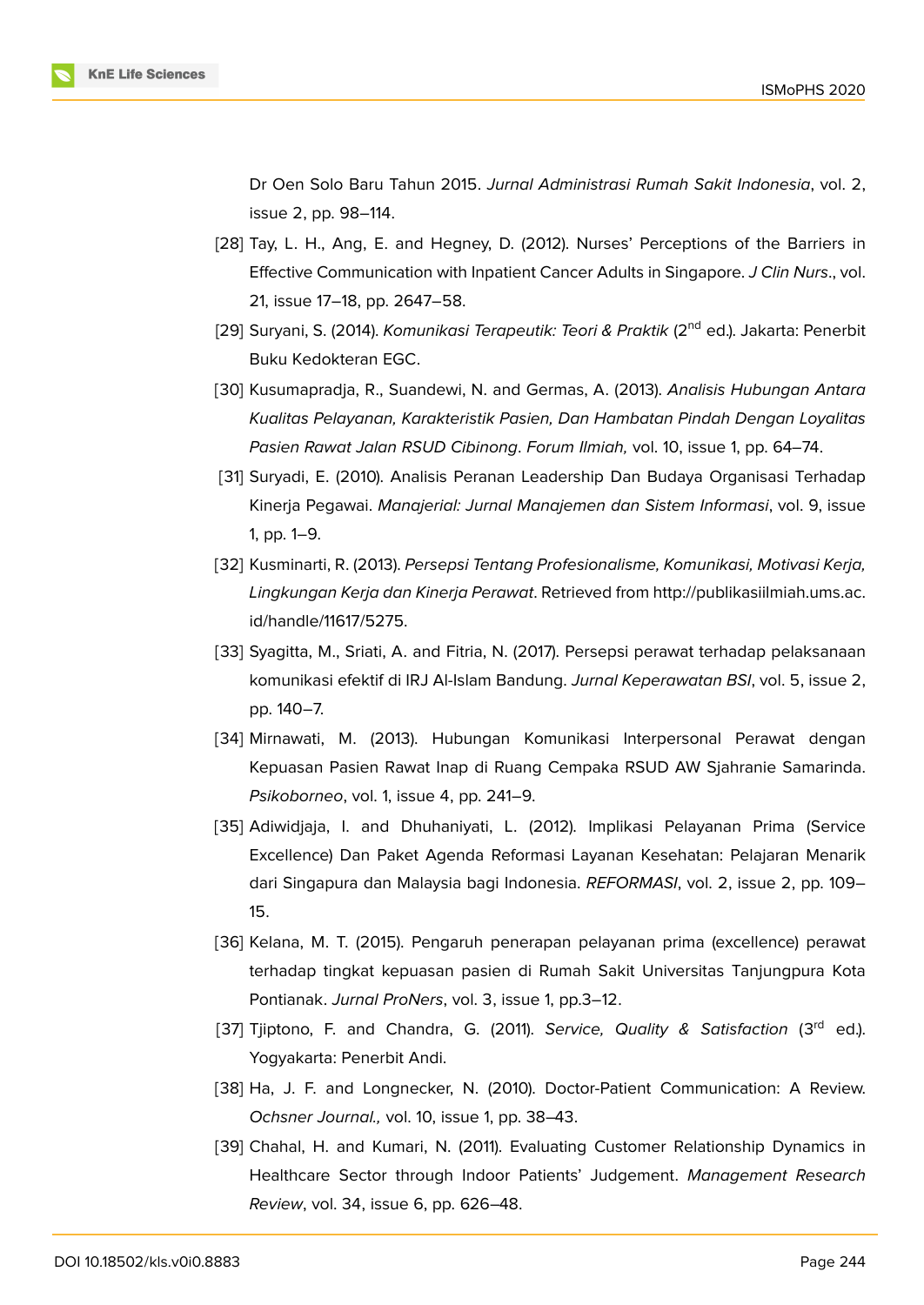Dr Oen Solo Baru Tahun 2015. *Jurnal Administrasi Rumah Sakit Indonesia*, vol. 2, issue 2, pp. 98–114.

[28] Tay, L. H., Ang, E. and Hegney, D. (2012). Nurses' Perceptions of the Barriers in Effective Communication with Inpatient Cancer Adults in Singapore. *J Clin Nurs*., vol. 21, issue 17–18, pp. 2647–58.

[29] Suryani, S. (2014). *Komunikasi Terapeutik: Teori & Praktik* (2nd ed.). Jakarta: Penerbit Buku Kedokteran EGC.

[30] Kusumapradja, R., Suandewi, N. and Germas, A. (2013). *Analisis Hubungan Antara Kualitas Pelayanan, Karakteristik Pasien, Dan Hambatan Pindah Dengan Loyalitas Pasien Rawat Jalan RSUD Cibinong*. *Forum Ilmiah,* vol. 10, issue 1, pp. 64–74.

[31] Suryadi, E. (2010). Analisis Peranan Leadership Dan Budaya Organisasi Terhadap Kinerja Pegawai. *Manajerial: Jurnal Manajemen dan Sistem Informasi*, vol. 9, issue 1, pp. 1–9.

[32] Kusminarti, R. (2013). *Persepsi Tentang Profesionalisme, Komunikasi, Motivasi Kerja, Lingkungan Kerja dan Kinerja Perawat*. Retrieved from http://publikasiilmiah.ums.ac.id/handle/11617/5275.

[33] Syagitta, M., Sriati, A. and Fitria, N. (2017). Persepsi perawat terhadap pelaksanaan komunikasi efektif di IRJ Al-Islam Bandung. *Jurnal Keperawatan BSI*, vol. 5, issue 2, pp. 140–7.

[34] Mirnawati, M. (2013). Hubungan Komunikasi Interpersonal Perawat dengan Kepuasan Pasien Rawat Inap di Ruang Cempaka RSUD AW Sjahranie Samarinda. *Psikoborneo*, vol. 1, issue 4, pp. 241–9.

[35] Adiwidjaja, I. and Dhuhaniyati, L. (2012). Implikasi Pelayanan Prima (Service Excellence) Dan Paket Agenda Reformasi Layanan Kesehatan: Pelajaran Menarik dari Singapura dan Malaysia bagi Indonesia. *REFORMASI*, vol. 2, issue 2, pp. 109–15.

[36] Kelana, M. T. (2015). Pengaruh penerapan pelayanan prima (excellence) perawat terhadap tingkat kepuasan pasien di Rumah Sakit Universitas Tanjungpura Kota Pontianak. *Jurnal ProNers*, vol. 3, issue 1, pp.3–12.

[37] Tjiptono, F. and Chandra, G. (2011). *Service, Quality & Satisfaction* (3rd ed.). Yogyakarta: Penerbit Andi.

[38] Ha, J. F. and Longnecker, N. (2010). Doctor-Patient Communication: A Review. *Ochsner Journal.,* vol. 10, issue 1, pp. 38–43.

[39] Chahal, H. and Kumari, N. (2011). Evaluating Customer Relationship Dynamics in Healthcare Sector through Indoor Patients' Judgement. *Management Research Review*, vol. 34, issue 6, pp. 626–48.